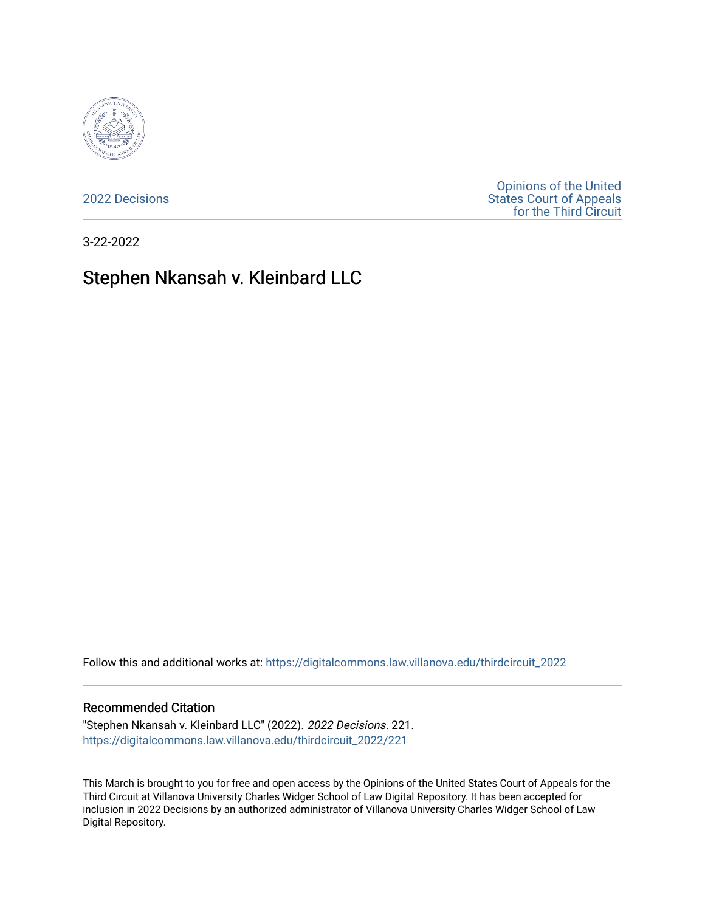2022 Decisions

Opinions of the United States Court of Appeals for the Third Circuit

3-22-2022

# Stephen Nkansah v. Kleinbard LLC

Follow this and additional works at: https://digitalcommons.law.villanova.edu/thirdcircuit_2022

## Recommended Citation

"Stephen Nkansah v. Kleinbard LLC" (2022). *2022 Decisions*. 221.
https://digitalcommons.law.villanova.edu/thirdcircuit_2022/221

This March is brought to you for free and open access by the Opinions of the United States Court of Appeals for the Third Circuit at Villanova University Charles Widger School of Law Digital Repository. It has been accepted for inclusion in 2022 Decisions by an authorized administrator of Villanova University Charles Widger School of Law Digital Repository.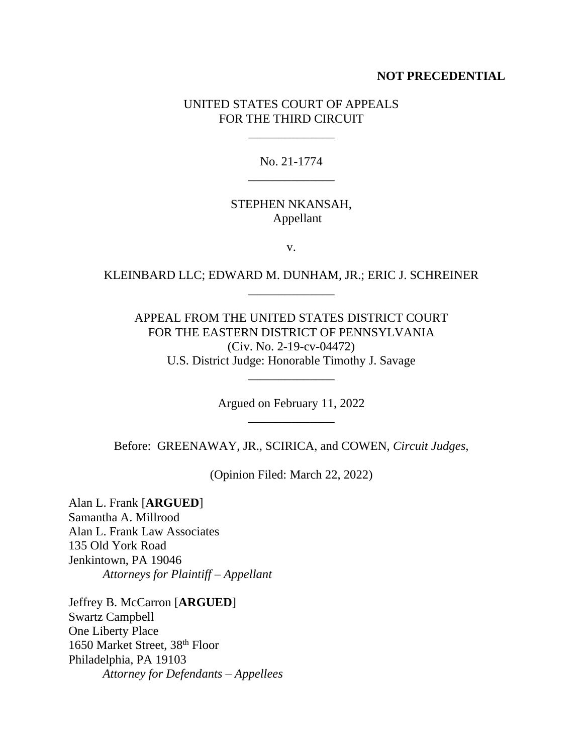**NOT PRECEDENTIAL**

UNITED STATES COURT OF APPEALS
FOR THE THIRD CIRCUIT

\_\_\_\_\_\_\_\_\_\_\_\_\_\_

No. 21-1774

\_\_\_\_\_\_\_\_\_\_\_\_\_\_

STEPHEN NKANSAH,
Appellant

v.

KLEINBARD LLC; EDWARD M. DUNHAM, JR.; ERIC J. SCHREINER

\_\_\_\_\_\_\_\_\_\_\_\_\_\_

APPEAL FROM THE UNITED STATES DISTRICT COURT
FOR THE EASTERN DISTRICT OF PENNSYLVANIA
(Civ. No. 2-19-cv-04472)
U.S. District Judge: Honorable Timothy J. Savage

\_\_\_\_\_\_\_\_\_\_\_\_\_\_

Argued on February 11, 2022

\_\_\_\_\_\_\_\_\_\_\_\_\_\_

Before: GREENAWAY, JR., SCIRICA, and COWEN, *Circuit Judges*,

(Opinion Filed: March 22, 2022)

Alan L. Frank [**ARGUED**]
Samantha A. Millrood
Alan L. Frank Law Associates
135 Old York Road
Jenkintown, PA 19046
*Attorneys for Plaintiff – Appellant*

Jeffrey B. McCarron [**ARGUED**]
Swartz Campbell
One Liberty Place
1650 Market Street, 38th Floor
Philadelphia, PA 19103
*Attorney for Defendants – Appellees*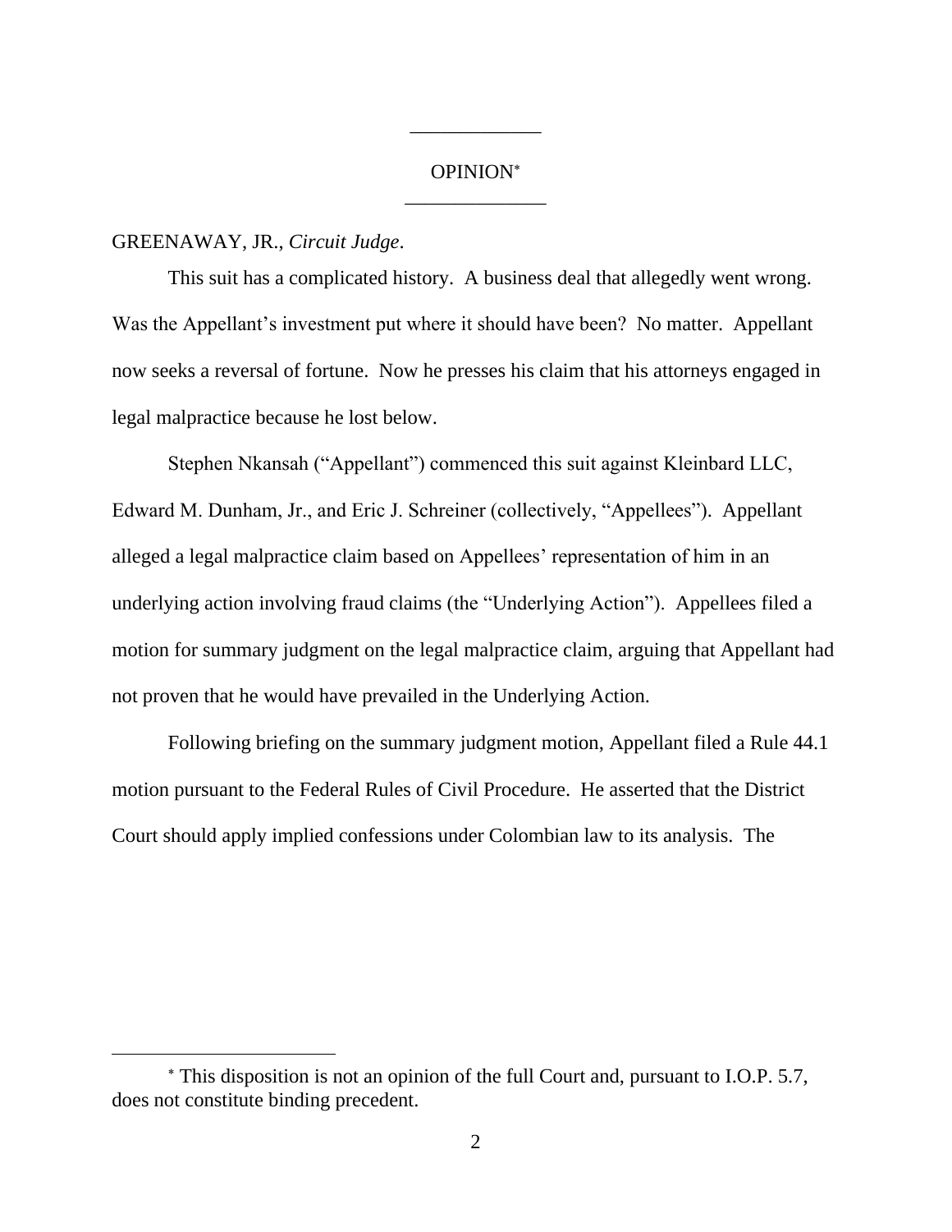OPINION[*]

GREENAWAY, JR., *Circuit Judge*.

This suit has a complicated history. A business deal that allegedly went wrong. Was the Appellant's investment put where it should have been? No matter. Appellant now seeks a reversal of fortune. Now he presses his claim that his attorneys engaged in legal malpractice because he lost below.

Stephen Nkansah ("Appellant") commenced this suit against Kleinbard LLC, Edward M. Dunham, Jr., and Eric J. Schreiner (collectively, "Appellees"). Appellant alleged a legal malpractice claim based on Appellees' representation of him in an underlying action involving fraud claims (the "Underlying Action"). Appellees filed a motion for summary judgment on the legal malpractice claim, arguing that Appellant had not proven that he would have prevailed in the Underlying Action.

Following briefing on the summary judgment motion, Appellant filed a Rule 44.1 motion pursuant to the Federal Rules of Civil Procedure. He asserted that the District Court should apply implied confessions under Colombian law to its analysis. The

---

[*] This disposition is not an opinion of the full Court and, pursuant to I.O.P. 5.7, does not constitute binding precedent.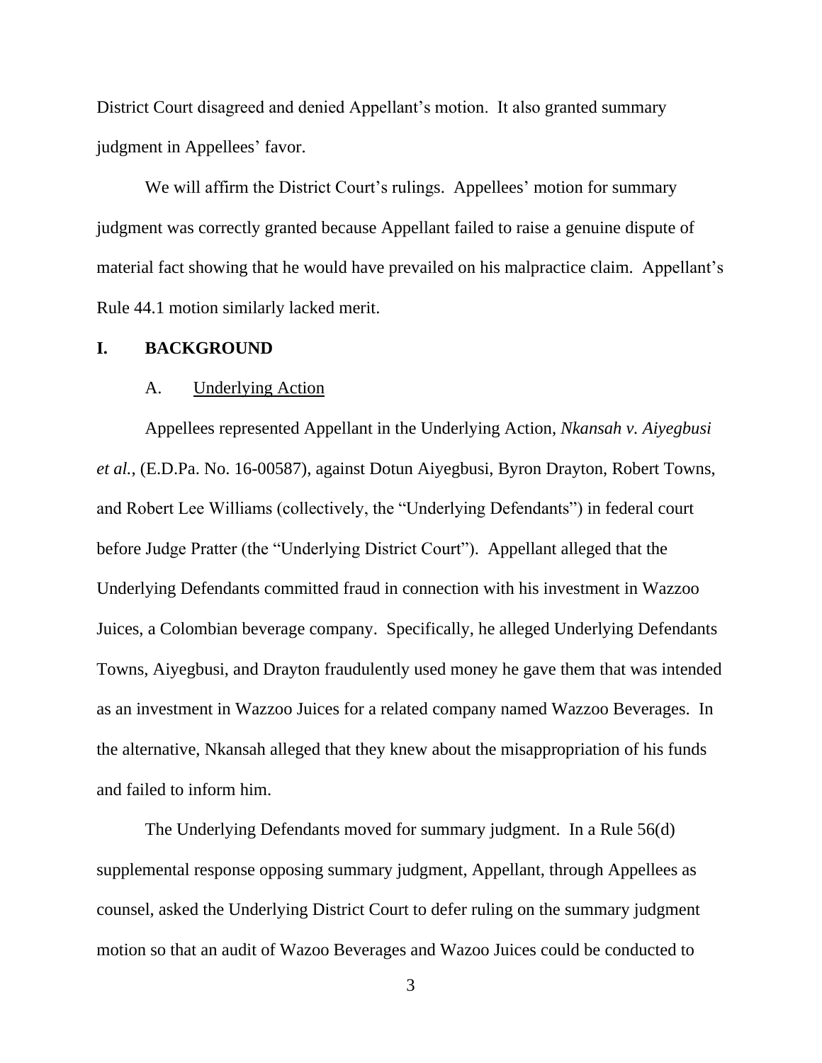District Court disagreed and denied Appellant's motion. It also granted summary judgment in Appellees' favor.

We will affirm the District Court's rulings. Appellees' motion for summary judgment was correctly granted because Appellant failed to raise a genuine dispute of material fact showing that he would have prevailed on his malpractice claim. Appellant's Rule 44.1 motion similarly lacked merit.

## I. BACKGROUND

### A. Underlying Action

Appellees represented Appellant in the Underlying Action, *Nkansah v. Aiyegbusi et al.*, (E.D.Pa. No. 16-00587), against Dotun Aiyegbusi, Byron Drayton, Robert Towns, and Robert Lee Williams (collectively, the "Underlying Defendants") in federal court before Judge Pratter (the "Underlying District Court"). Appellant alleged that the Underlying Defendants committed fraud in connection with his investment in Wazzoo Juices, a Colombian beverage company. Specifically, he alleged Underlying Defendants Towns, Aiyegbusi, and Drayton fraudulently used money he gave them that was intended as an investment in Wazzoo Juices for a related company named Wazzoo Beverages. In the alternative, Nkansah alleged that they knew about the misappropriation of his funds and failed to inform him.

The Underlying Defendants moved for summary judgment. In a Rule 56(d) supplemental response opposing summary judgment, Appellant, through Appellees as counsel, asked the Underlying District Court to defer ruling on the summary judgment motion so that an audit of Wazoo Beverages and Wazoo Juices could be conducted to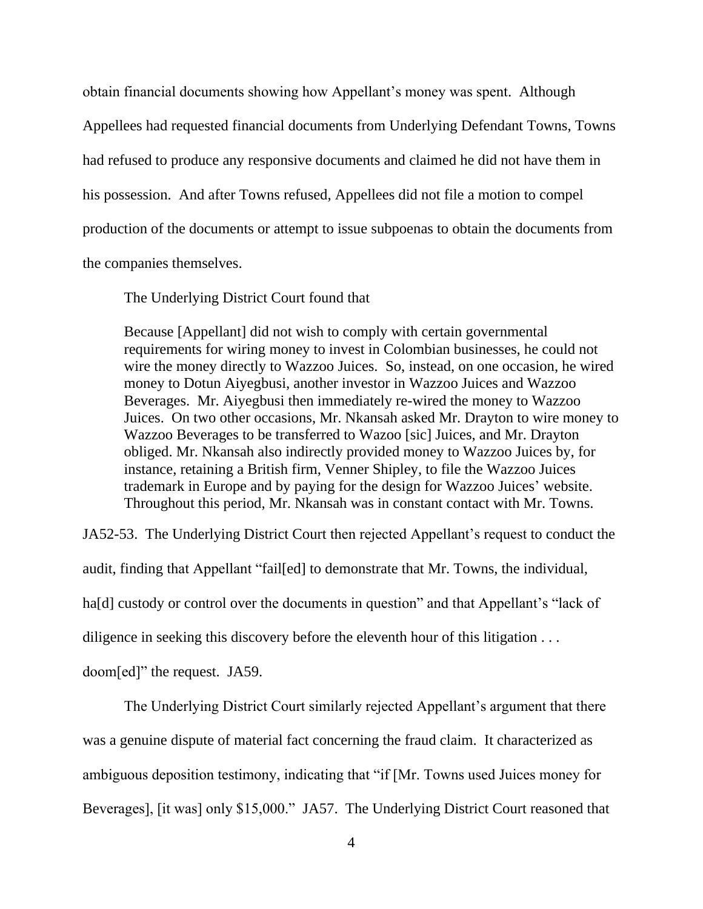obtain financial documents showing how Appellant's money was spent. Although Appellees had requested financial documents from Underlying Defendant Towns, Towns had refused to produce any responsive documents and claimed he did not have them in his possession. And after Towns refused, Appellees did not file a motion to compel production of the documents or attempt to issue subpoenas to obtain the documents from the companies themselves.

The Underlying District Court found that

> Because [Appellant] did not wish to comply with certain governmental requirements for wiring money to invest in Colombian businesses, he could not wire the money directly to Wazzoo Juices. So, instead, on one occasion, he wired money to Dotun Aiyegbusi, another investor in Wazzoo Juices and Wazzoo Beverages. Mr. Aiyegbusi then immediately re-wired the money to Wazzoo Juices. On two other occasions, Mr. Nkansah asked Mr. Drayton to wire money to Wazzoo Beverages to be transferred to Wazoo [sic] Juices, and Mr. Drayton obliged. Mr. Nkansah also indirectly provided money to Wazzoo Juices by, for instance, retaining a British firm, Venner Shipley, to file the Wazzoo Juices trademark in Europe and by paying for the design for Wazzoo Juices' website. Throughout this period, Mr. Nkansah was in constant contact with Mr. Towns.

JA52-53. The Underlying District Court then rejected Appellant's request to conduct the audit, finding that Appellant "fail[ed] to demonstrate that Mr. Towns, the individual, ha[d] custody or control over the documents in question" and that Appellant's "lack of diligence in seeking this discovery before the eleventh hour of this litigation . . . doom[ed]" the request. JA59.

The Underlying District Court similarly rejected Appellant's argument that there was a genuine dispute of material fact concerning the fraud claim. It characterized as ambiguous deposition testimony, indicating that "if [Mr. Towns used Juices money for Beverages], [it was] only $15,000." JA57. The Underlying District Court reasoned that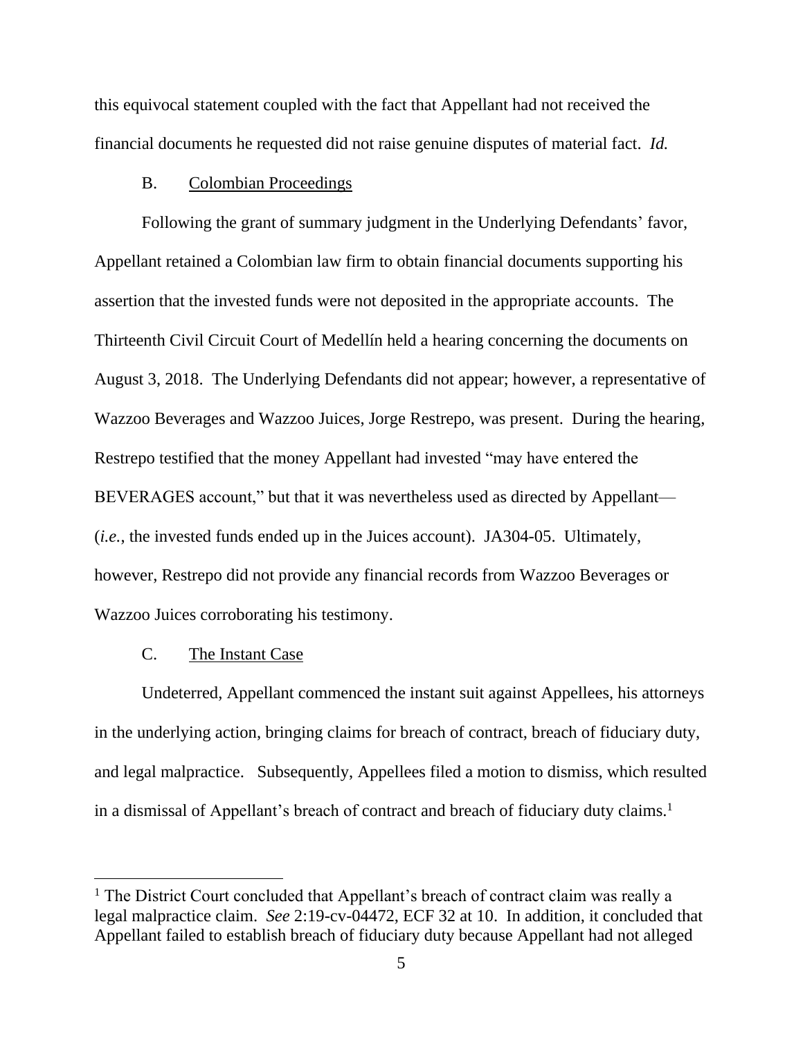this equivocal statement coupled with the fact that Appellant had not received the financial documents he requested did not raise genuine disputes of material fact. *Id.*

### B. Colombian Proceedings

Following the grant of summary judgment in the Underlying Defendants' favor, Appellant retained a Colombian law firm to obtain financial documents supporting his assertion that the invested funds were not deposited in the appropriate accounts. The Thirteenth Civil Circuit Court of Medellín held a hearing concerning the documents on August 3, 2018. The Underlying Defendants did not appear; however, a representative of Wazzoo Beverages and Wazzoo Juices, Jorge Restrepo, was present. During the hearing, Restrepo testified that the money Appellant had invested "may have entered the BEVERAGES account," but that it was nevertheless used as directed by Appellant—(*i.e.*, the invested funds ended up in the Juices account). JA304-05. Ultimately, however, Restrepo did not provide any financial records from Wazzoo Beverages or Wazzoo Juices corroborating his testimony.

### C. The Instant Case

Undeterred, Appellant commenced the instant suit against Appellees, his attorneys in the underlying action, bringing claims for breach of contract, breach of fiduciary duty, and legal malpractice. Subsequently, Appellees filed a motion to dismiss, which resulted in a dismissal of Appellant's breach of contract and breach of fiduciary duty claims.[1]

[1] The District Court concluded that Appellant's breach of contract claim was really a legal malpractice claim. *See* 2:19-cv-04472, ECF 32 at 10. In addition, it concluded that Appellant failed to establish breach of fiduciary duty because Appellant had not alleged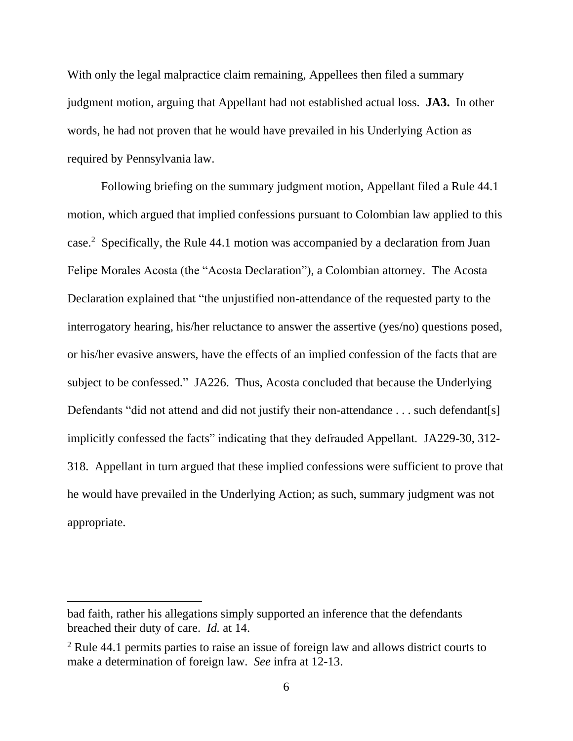With only the legal malpractice claim remaining, Appellees then filed a summary judgment motion, arguing that Appellant had not established actual loss. **JA3.** In other words, he had not proven that he would have prevailed in his Underlying Action as required by Pennsylvania law.

Following briefing on the summary judgment motion, Appellant filed a Rule 44.1 motion, which argued that implied confessions pursuant to Colombian law applied to this case.[2] Specifically, the Rule 44.1 motion was accompanied by a declaration from Juan Felipe Morales Acosta (the "Acosta Declaration"), a Colombian attorney. The Acosta Declaration explained that "the unjustified non-attendance of the requested party to the interrogatory hearing, his/her reluctance to answer the assertive (yes/no) questions posed, or his/her evasive answers, have the effects of an implied confession of the facts that are subject to be confessed." JA226. Thus, Acosta concluded that because the Underlying Defendants "did not attend and did not justify their non-attendance . . . such defendant[s] implicitly confessed the facts" indicating that they defrauded Appellant. JA229-30, 312-318. Appellant in turn argued that these implied confessions were sufficient to prove that he would have prevailed in the Underlying Action; as such, summary judgment was not appropriate.

---

bad faith, rather his allegations simply supported an inference that the defendants breached their duty of care. *Id.* at 14.

[2] Rule 44.1 permits parties to raise an issue of foreign law and allows district courts to make a determination of foreign law. *See* infra at 12-13.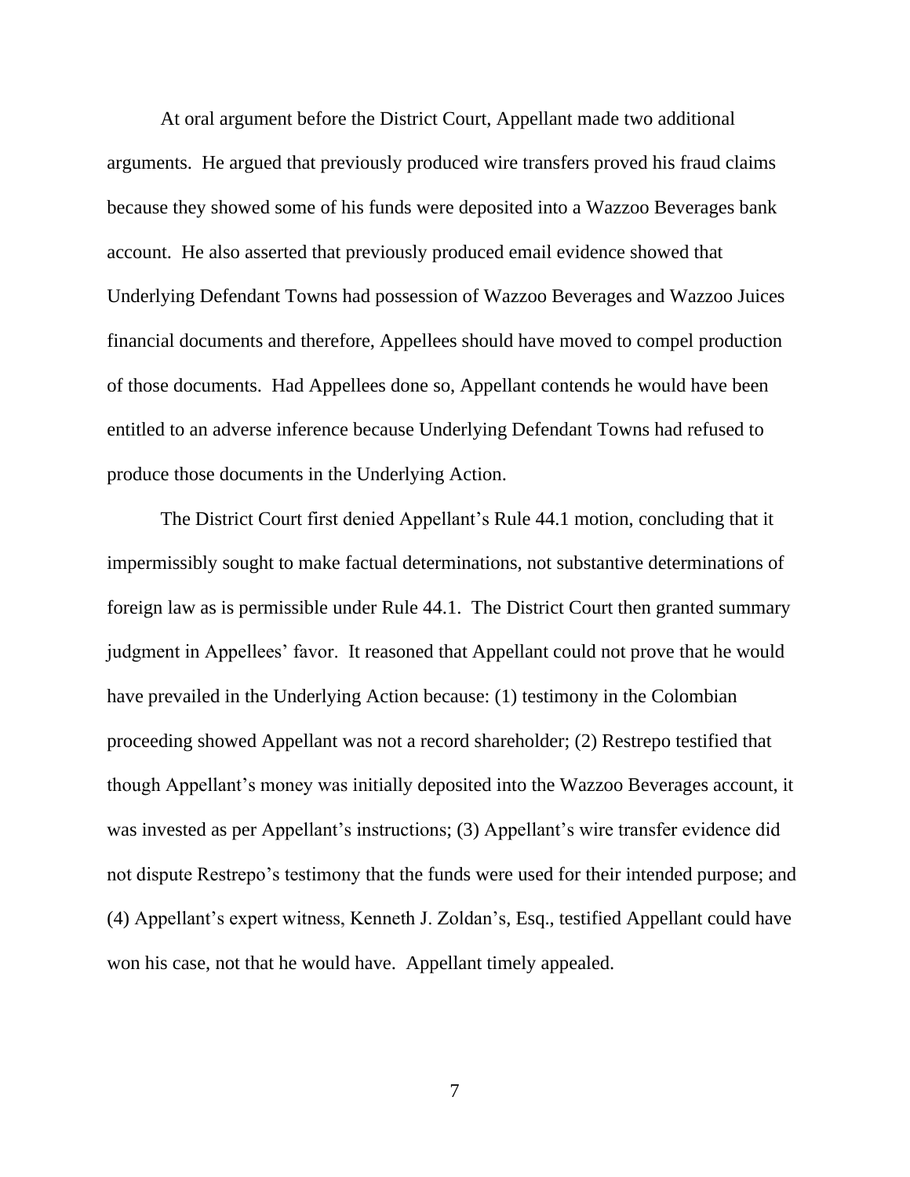At oral argument before the District Court, Appellant made two additional arguments. He argued that previously produced wire transfers proved his fraud claims because they showed some of his funds were deposited into a Wazzoo Beverages bank account. He also asserted that previously produced email evidence showed that Underlying Defendant Towns had possession of Wazzoo Beverages and Wazzoo Juices financial documents and therefore, Appellees should have moved to compel production of those documents. Had Appellees done so, Appellant contends he would have been entitled to an adverse inference because Underlying Defendant Towns had refused to produce those documents in the Underlying Action.

The District Court first denied Appellant's Rule 44.1 motion, concluding that it impermissibly sought to make factual determinations, not substantive determinations of foreign law as is permissible under Rule 44.1. The District Court then granted summary judgment in Appellees' favor. It reasoned that Appellant could not prove that he would have prevailed in the Underlying Action because: (1) testimony in the Colombian proceeding showed Appellant was not a record shareholder; (2) Restrepo testified that though Appellant's money was initially deposited into the Wazzoo Beverages account, it was invested as per Appellant's instructions; (3) Appellant's wire transfer evidence did not dispute Restrepo's testimony that the funds were used for their intended purpose; and (4) Appellant's expert witness, Kenneth J. Zoldan's, Esq., testified Appellant could have won his case, not that he would have. Appellant timely appealed.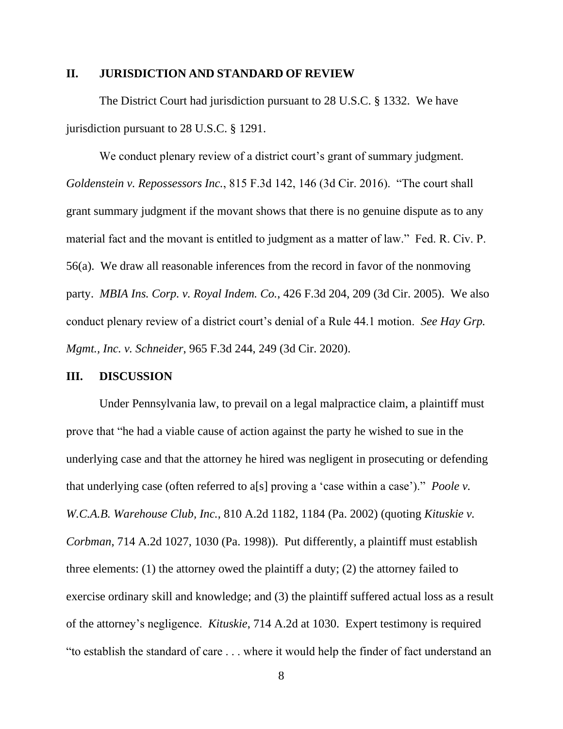## II. JURISDICTION AND STANDARD OF REVIEW

The District Court had jurisdiction pursuant to 28 U.S.C. § 1332. We have jurisdiction pursuant to 28 U.S.C. § 1291.

We conduct plenary review of a district court's grant of summary judgment. *Goldenstein v. Repossessors Inc.*, 815 F.3d 142, 146 (3d Cir. 2016). "The court shall grant summary judgment if the movant shows that there is no genuine dispute as to any material fact and the movant is entitled to judgment as a matter of law." Fed. R. Civ. P. 56(a). We draw all reasonable inferences from the record in favor of the nonmoving party. *MBIA Ins. Corp. v. Royal Indem. Co.*, 426 F.3d 204, 209 (3d Cir. 2005). We also conduct plenary review of a district court's denial of a Rule 44.1 motion. *See Hay Grp. Mgmt., Inc. v. Schneider*, 965 F.3d 244, 249 (3d Cir. 2020).

## III. DISCUSSION

Under Pennsylvania law, to prevail on a legal malpractice claim, a plaintiff must prove that "he had a viable cause of action against the party he wished to sue in the underlying case and that the attorney he hired was negligent in prosecuting or defending that underlying case (often referred to a[s] proving a 'case within a case')." *Poole v. W.C.A.B. Warehouse Club, Inc.*, 810 A.2d 1182, 1184 (Pa. 2002) (quoting *Kituskie v. Corbman*, 714 A.2d 1027, 1030 (Pa. 1998)). Put differently, a plaintiff must establish three elements: (1) the attorney owed the plaintiff a duty; (2) the attorney failed to exercise ordinary skill and knowledge; and (3) the plaintiff suffered actual loss as a result of the attorney's negligence. *Kituskie*, 714 A.2d at 1030. Expert testimony is required "to establish the standard of care . . . where it would help the finder of fact understand an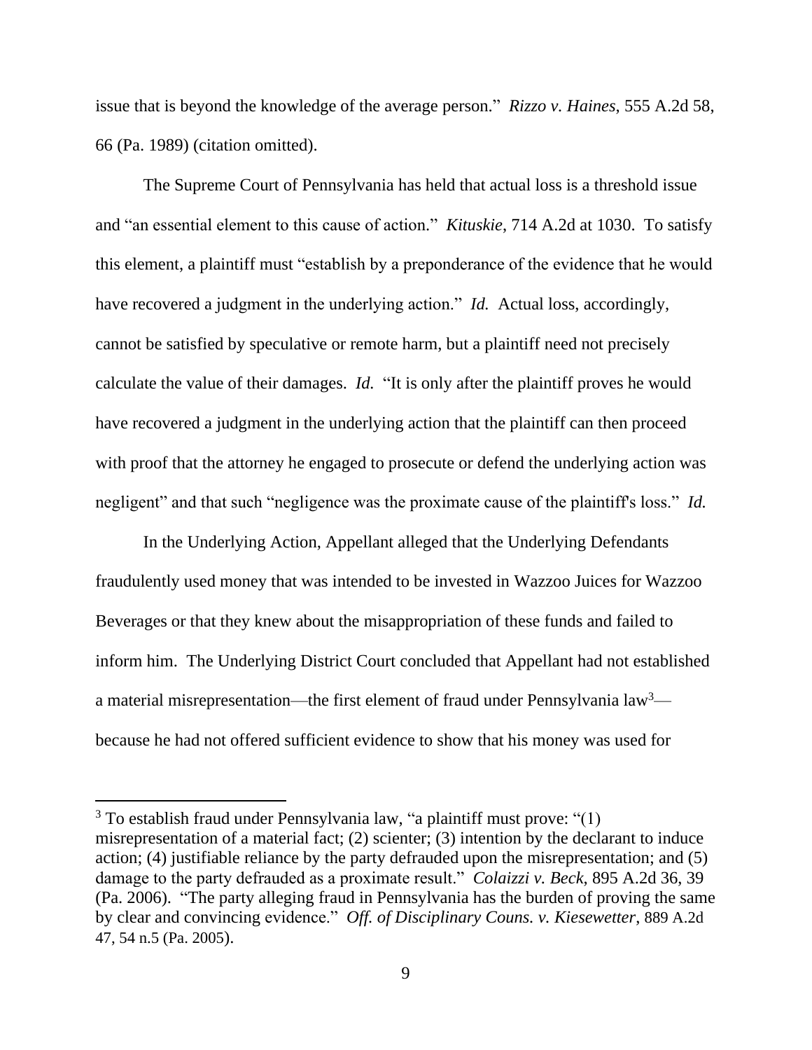issue that is beyond the knowledge of the average person." *Rizzo v. Haines*, 555 A.2d 58, 66 (Pa. 1989) (citation omitted).

The Supreme Court of Pennsylvania has held that actual loss is a threshold issue and "an essential element to this cause of action." *Kituskie*, 714 A.2d at 1030. To satisfy this element, a plaintiff must "establish by a preponderance of the evidence that he would have recovered a judgment in the underlying action." *Id.* Actual loss, accordingly, cannot be satisfied by speculative or remote harm, but a plaintiff need not precisely calculate the value of their damages. *Id.* "It is only after the plaintiff proves he would have recovered a judgment in the underlying action that the plaintiff can then proceed with proof that the attorney he engaged to prosecute or defend the underlying action was negligent" and that such "negligence was the proximate cause of the plaintiff's loss." *Id.*

In the Underlying Action, Appellant alleged that the Underlying Defendants fraudulently used money that was intended to be invested in Wazzoo Juices for Wazzoo Beverages or that they knew about the misappropriation of these funds and failed to inform him. The Underlying District Court concluded that Appellant had not established a material misrepresentation—the first element of fraud under Pennsylvania law[3]—because he had not offered sufficient evidence to show that his money was used for

[3] To establish fraud under Pennsylvania law, "a plaintiff must prove: "(1) misrepresentation of a material fact; (2) scienter; (3) intention by the declarant to induce action; (4) justifiable reliance by the party defrauded upon the misrepresentation; and (5) damage to the party defrauded as a proximate result." *Colaizzi v. Beck*, 895 A.2d 36, 39 (Pa. 2006). "The party alleging fraud in Pennsylvania has the burden of proving the same by clear and convincing evidence." *Off. of Disciplinary Couns. v. Kiesewetter*, 889 A.2d 47, 54 n.5 (Pa. 2005).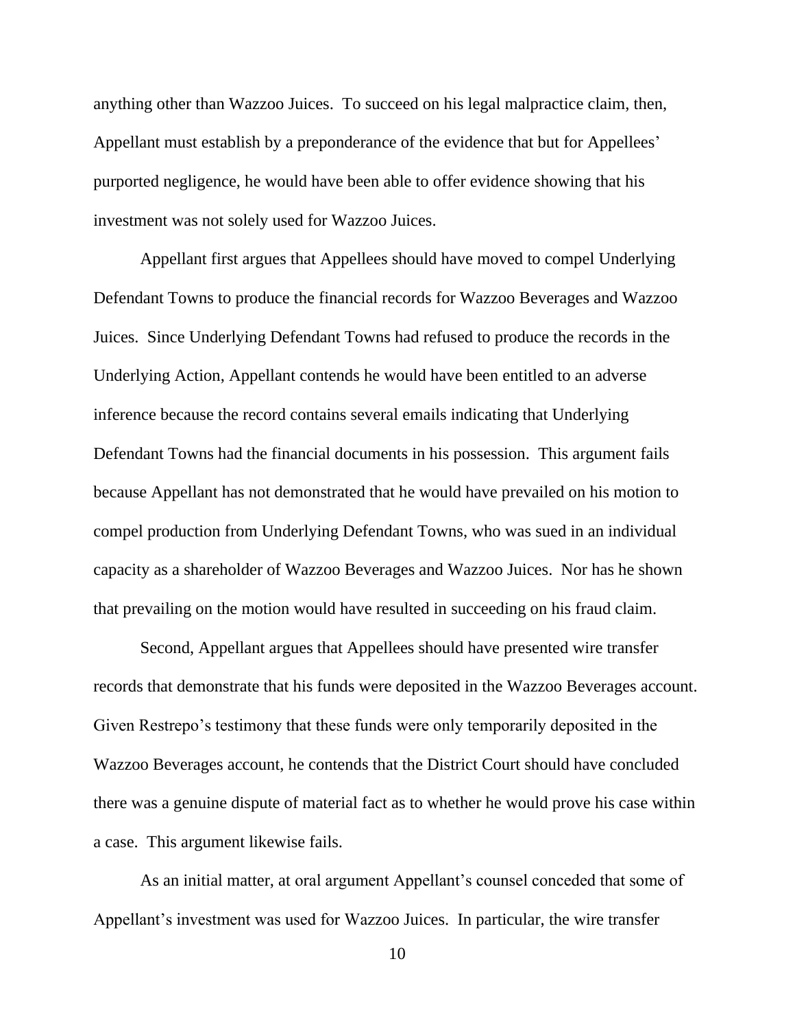anything other than Wazzoo Juices. To succeed on his legal malpractice claim, then, Appellant must establish by a preponderance of the evidence that but for Appellees' purported negligence, he would have been able to offer evidence showing that his investment was not solely used for Wazzoo Juices.

Appellant first argues that Appellees should have moved to compel Underlying Defendant Towns to produce the financial records for Wazzoo Beverages and Wazzoo Juices. Since Underlying Defendant Towns had refused to produce the records in the Underlying Action, Appellant contends he would have been entitled to an adverse inference because the record contains several emails indicating that Underlying Defendant Towns had the financial documents in his possession. This argument fails because Appellant has not demonstrated that he would have prevailed on his motion to compel production from Underlying Defendant Towns, who was sued in an individual capacity as a shareholder of Wazzoo Beverages and Wazzoo Juices. Nor has he shown that prevailing on the motion would have resulted in succeeding on his fraud claim.

Second, Appellant argues that Appellees should have presented wire transfer records that demonstrate that his funds were deposited in the Wazzoo Beverages account. Given Restrepo's testimony that these funds were only temporarily deposited in the Wazzoo Beverages account, he contends that the District Court should have concluded there was a genuine dispute of material fact as to whether he would prove his case within a case. This argument likewise fails.

As an initial matter, at oral argument Appellant's counsel conceded that some of Appellant's investment was used for Wazzoo Juices. In particular, the wire transfer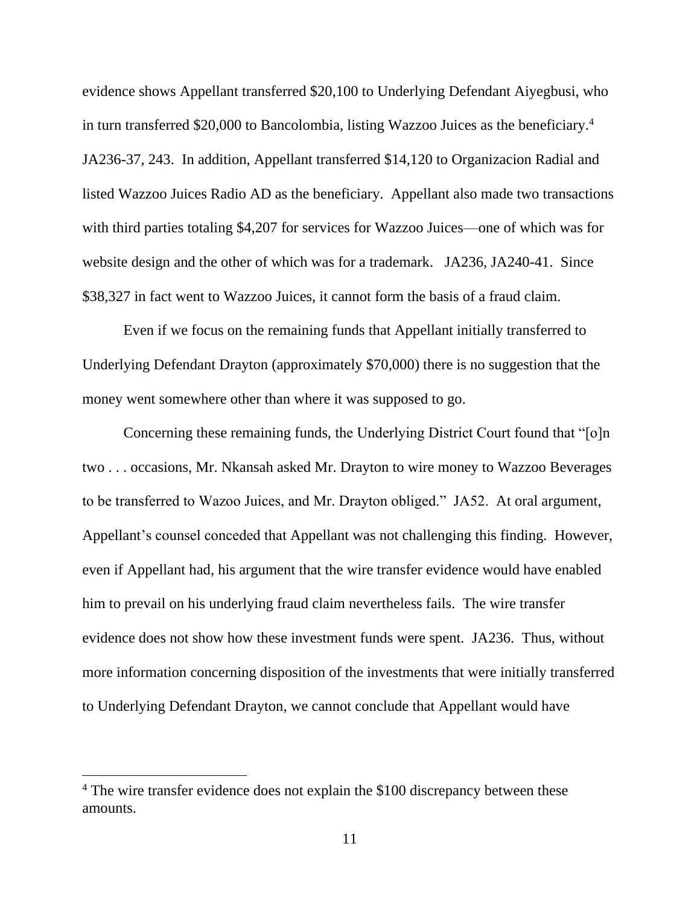evidence shows Appellant transferred $20,100 to Underlying Defendant Aiyegbusi, who in turn transferred $20,000 to Bancolombia, listing Wazzoo Juices as the beneficiary.[4] JA236-37, 243. In addition, Appellant transferred $14,120 to Organizacion Radial and listed Wazzoo Juices Radio AD as the beneficiary. Appellant also made two transactions with third parties totaling $4,207 for services for Wazzoo Juices—one of which was for website design and the other of which was for a trademark. JA236, JA240-41. Since $38,327 in fact went to Wazzoo Juices, it cannot form the basis of a fraud claim.

Even if we focus on the remaining funds that Appellant initially transferred to Underlying Defendant Drayton (approximately $70,000) there is no suggestion that the money went somewhere other than where it was supposed to go.

Concerning these remaining funds, the Underlying District Court found that "[o]n two . . . occasions, Mr. Nkansah asked Mr. Drayton to wire money to Wazzoo Beverages to be transferred to Wazoo Juices, and Mr. Drayton obliged." JA52. At oral argument, Appellant's counsel conceded that Appellant was not challenging this finding. However, even if Appellant had, his argument that the wire transfer evidence would have enabled him to prevail on his underlying fraud claim nevertheless fails. The wire transfer evidence does not show how these investment funds were spent. JA236. Thus, without more information concerning disposition of the investments that were initially transferred to Underlying Defendant Drayton, we cannot conclude that Appellant would have

[4] The wire transfer evidence does not explain the $100 discrepancy between these amounts.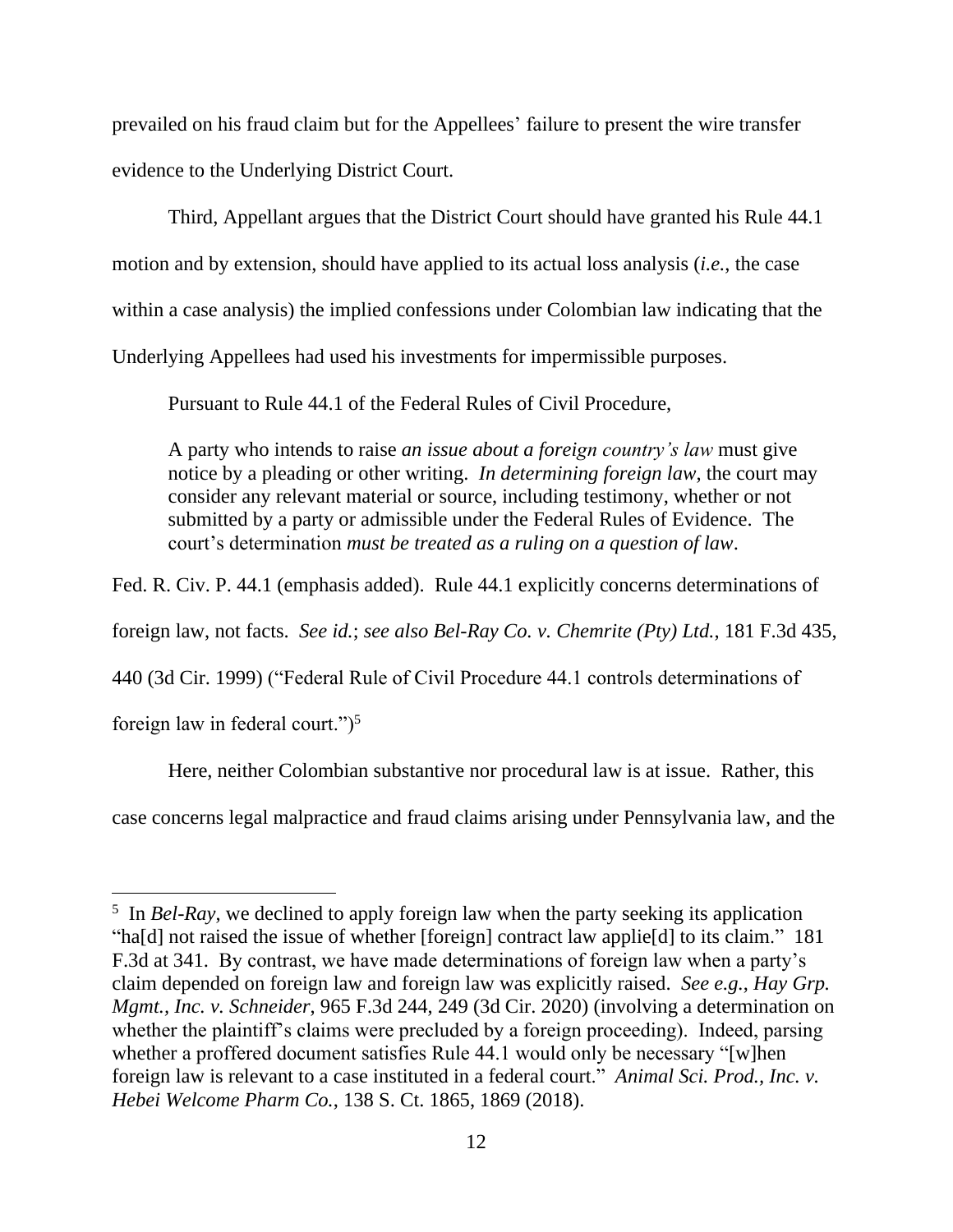prevailed on his fraud claim but for the Appellees' failure to present the wire transfer evidence to the Underlying District Court.

Third, Appellant argues that the District Court should have granted his Rule 44.1 motion and by extension, should have applied to its actual loss analysis (*i.e.*, the case within a case analysis) the implied confessions under Colombian law indicating that the Underlying Appellees had used his investments for impermissible purposes.

Pursuant to Rule 44.1 of the Federal Rules of Civil Procedure,

> A party who intends to raise *an issue about a foreign country's law* must give notice by a pleading or other writing. *In determining foreign law*, the court may consider any relevant material or source, including testimony, whether or not submitted by a party or admissible under the Federal Rules of Evidence. The court's determination *must be treated as a ruling on a question of law*.

Fed. R. Civ. P. 44.1 (emphasis added). Rule 44.1 explicitly concerns determinations of foreign law, not facts. *See id.*; *see also Bel-Ray Co. v. Chemrite (Pty) Ltd.*, 181 F.3d 435, 440 (3d Cir. 1999) ("Federal Rule of Civil Procedure 44.1 controls determinations of foreign law in federal court.")[5]

Here, neither Colombian substantive nor procedural law is at issue. Rather, this case concerns legal malpractice and fraud claims arising under Pennsylvania law, and the

---

[5] In *Bel-Ray*, we declined to apply foreign law when the party seeking its application "ha[d] not raised the issue of whether [foreign] contract law applie[d] to its claim." 181 F.3d at 341. By contrast, we have made determinations of foreign law when a party's claim depended on foreign law and foreign law was explicitly raised. *See e.g.*, *Hay Grp. Mgmt., Inc. v. Schneider*, 965 F.3d 244, 249 (3d Cir. 2020) (involving a determination on whether the plaintiff's claims were precluded by a foreign proceeding). Indeed, parsing whether a proffered document satisfies Rule 44.1 would only be necessary "[w]hen foreign law is relevant to a case instituted in a federal court." *Animal Sci. Prod., Inc. v. Hebei Welcome Pharm Co.*, 138 S. Ct. 1865, 1869 (2018).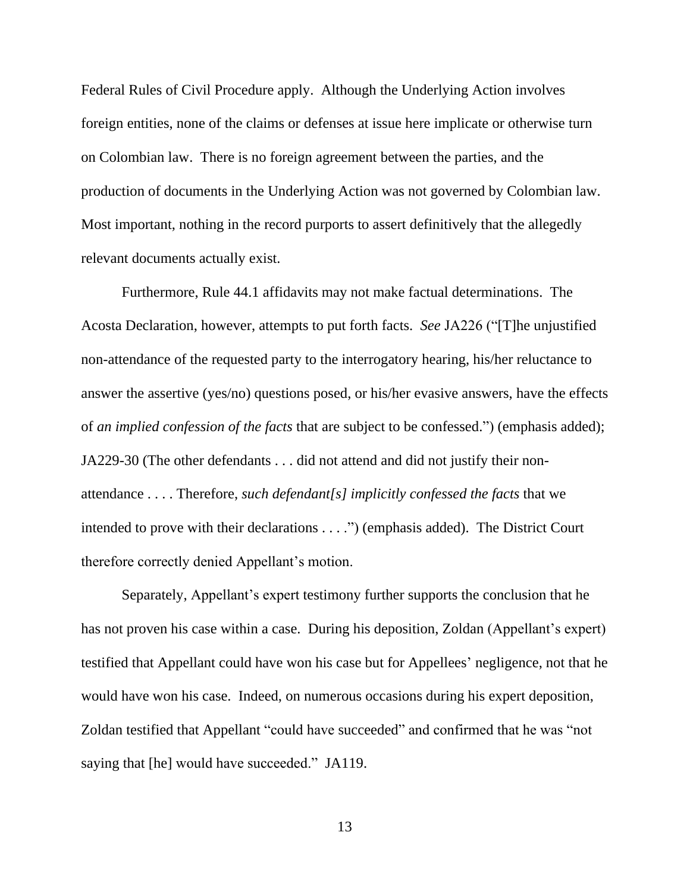Federal Rules of Civil Procedure apply. Although the Underlying Action involves foreign entities, none of the claims or defenses at issue here implicate or otherwise turn on Colombian law. There is no foreign agreement between the parties, and the production of documents in the Underlying Action was not governed by Colombian law. Most important, nothing in the record purports to assert definitively that the allegedly relevant documents actually exist.

Furthermore, Rule 44.1 affidavits may not make factual determinations. The Acosta Declaration, however, attempts to put forth facts. *See* JA226 ("[T]he unjustified non-attendance of the requested party to the interrogatory hearing, his/her reluctance to answer the assertive (yes/no) questions posed, or his/her evasive answers, have the effects of *an implied confession of the facts* that are subject to be confessed.") (emphasis added); JA229-30 (The other defendants . . . did not attend and did not justify their non-attendance . . . . Therefore, *such defendant[s] implicitly confessed the facts* that we intended to prove with their declarations . . . .") (emphasis added). The District Court therefore correctly denied Appellant's motion.

Separately, Appellant's expert testimony further supports the conclusion that he has not proven his case within a case. During his deposition, Zoldan (Appellant's expert) testified that Appellant could have won his case but for Appellees' negligence, not that he would have won his case. Indeed, on numerous occasions during his expert deposition, Zoldan testified that Appellant "could have succeeded" and confirmed that he was "not saying that [he] would have succeeded." JA119.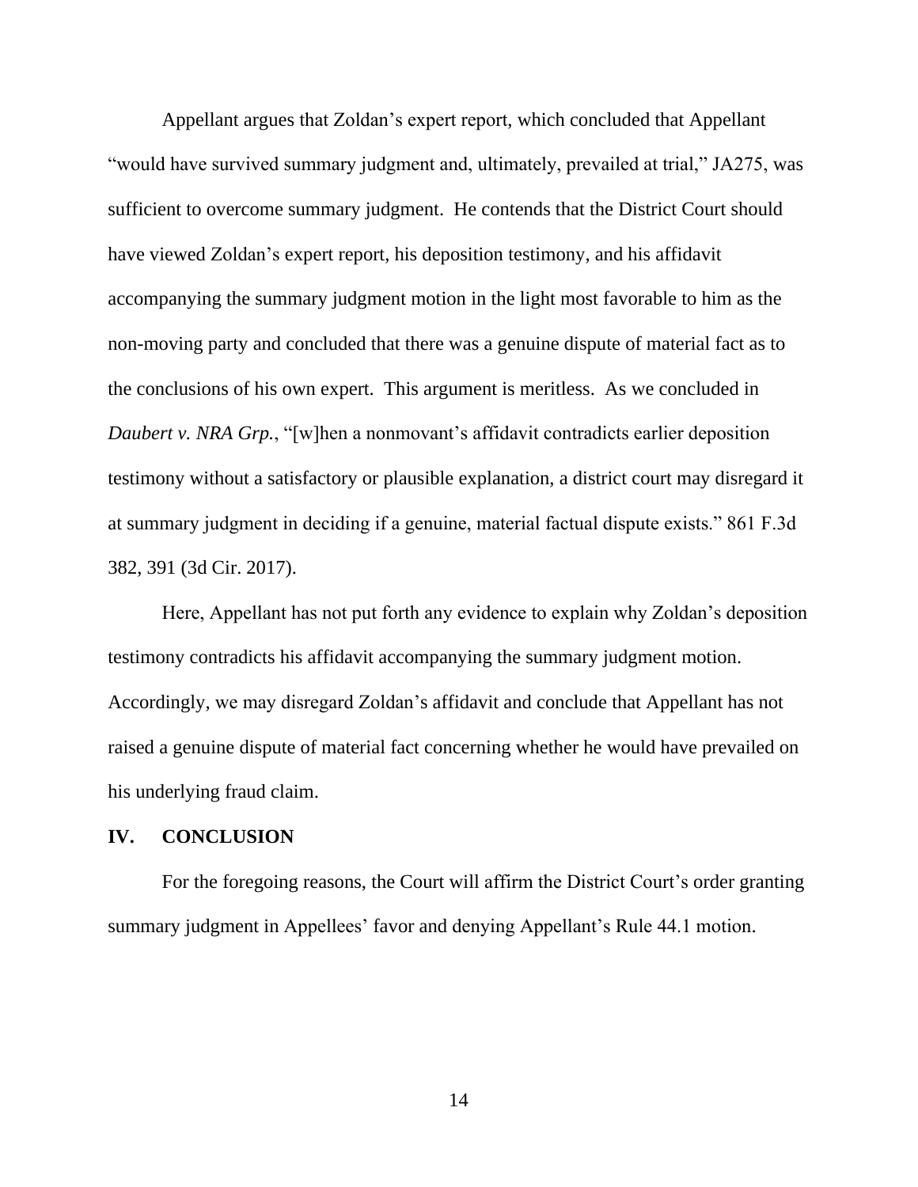Appellant argues that Zoldan's expert report, which concluded that Appellant "would have survived summary judgment and, ultimately, prevailed at trial," JA275, was sufficient to overcome summary judgment. He contends that the District Court should have viewed Zoldan's expert report, his deposition testimony, and his affidavit accompanying the summary judgment motion in the light most favorable to him as the non-moving party and concluded that there was a genuine dispute of material fact as to the conclusions of his own expert. This argument is meritless. As we concluded in *Daubert v. NRA Grp.*, "[w]hen a nonmovant's affidavit contradicts earlier deposition testimony without a satisfactory or plausible explanation, a district court may disregard it at summary judgment in deciding if a genuine, material factual dispute exists." 861 F.3d 382, 391 (3d Cir. 2017).

Here, Appellant has not put forth any evidence to explain why Zoldan's deposition testimony contradicts his affidavit accompanying the summary judgment motion. Accordingly, we may disregard Zoldan's affidavit and conclude that Appellant has not raised a genuine dispute of material fact concerning whether he would have prevailed on his underlying fraud claim.

## IV. CONCLUSION

For the foregoing reasons, the Court will affirm the District Court's order granting summary judgment in Appellees' favor and denying Appellant's Rule 44.1 motion.